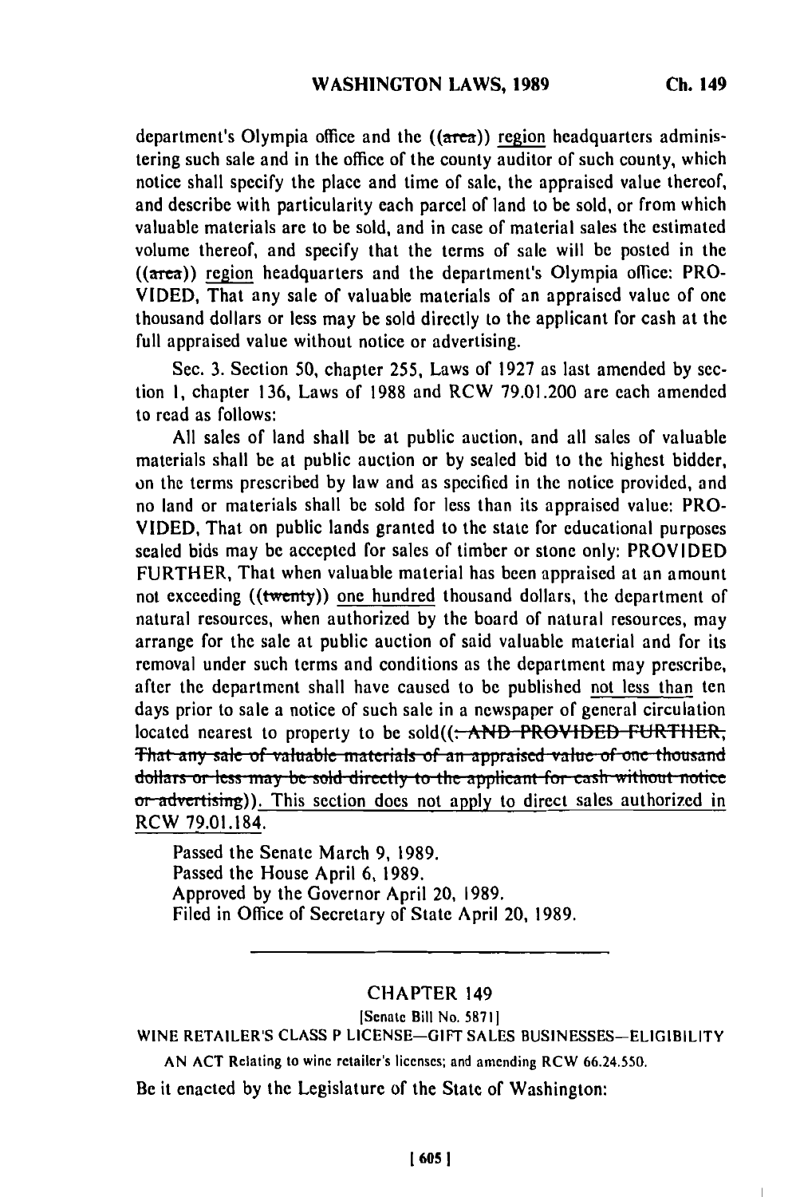department's Olympia office and the ((~~area~~)) region headquarters administering such sale and in the office of the county auditor of such county, which notice shall specify the place and time of sale, the appraised value thereof, and describe with particularity each parcel of land to be sold, or from which valuable materials are to be sold, and in case of material sales the estimated volume thereof, and specify that the terms of sale will be posted in the ((~~area~~)) region headquarters and the department's Olympia office: PROVIDED, That any sale of valuable materials of an appraised value of one thousand dollars or less may be sold directly to the applicant for cash at the full appraised value without notice or advertising.

Sec. 3. Section 50, chapter 255, Laws of 1927 as last amended by section 1, chapter 136, Laws of 1988 and RCW 79.01.200 are each amended to read as follows:

All sales of land shall be at public auction, and all sales of valuable materials shall be at public auction or by sealed bid to the highest bidder, on the terms prescribed by law and as specified in the notice provided, and no land or materials shall be sold for less than its appraised value: PROVIDED, That on public lands granted to the state for educational purposes sealed bids may be accepted for sales of timber or stone only: PROVIDED FURTHER, That when valuable material has been appraised at an amount not exceeding ((~~twenty~~)) one hundred thousand dollars, the department of natural resources, when authorized by the board of natural resources, may arrange for the sale at public auction of said valuable material and for its removal under such terms and conditions as the department may prescribe, after the department shall have caused to be published not less than ten days prior to sale a notice of such sale in a newspaper of general circulation located nearest to property to be sold((~~: AND PROVIDED FURTHER, That any sale of valuable materials of an appraised value of one thousand dollars or less may be sold directly to the applicant for cash without notice or advertising~~)). This section does not apply to direct sales authorized in RCW 79.01.184.

Passed the Senate March 9, 1989.
Passed the House April 6, 1989.
Approved by the Governor April 20, 1989.
Filed in Office of Secretary of State April 20, 1989.

---

## CHAPTER 149

[Senate Bill No. 5871]

WINE RETAILER'S CLASS P LICENSE—GIFT SALES BUSINESSES—ELIGIBILITY

AN ACT Relating to wine retailer's licenses; and amending RCW 66.24.550.

Be it enacted by the Legislature of the State of Washington: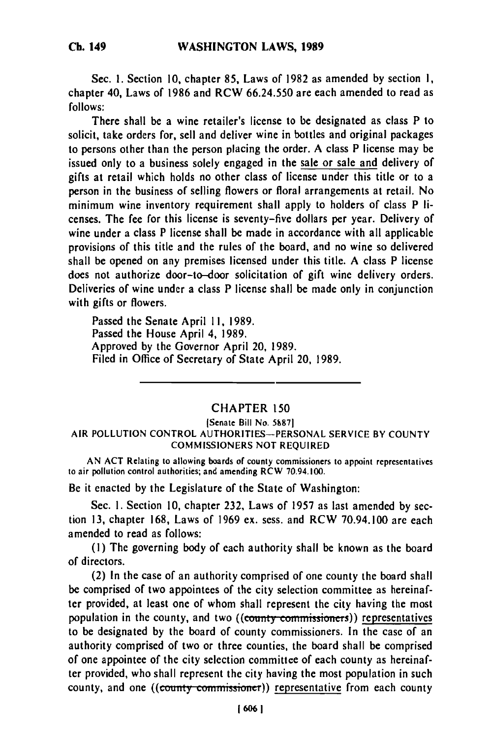Sec. 1. Section 10, chapter 85, Laws of 1982 as amended by section 1, chapter 40, Laws of 1986 and RCW 66.24.550 are each amended to read as follows:

There shall be a wine retailer's license to be designated as class P to solicit, take orders for, sell and deliver wine in bottles and original packages to persons other than the person placing the order. A class P license may be issued only to a business solely engaged in the sale or sale and delivery of gifts at retail which holds no other class of license under this title or to a person in the business of selling flowers or floral arrangements at retail. No minimum wine inventory requirement shall apply to holders of class P licenses. The fee for this license is seventy-five dollars per year. Delivery of wine under a class P license shall be made in accordance with all applicable provisions of this title and the rules of the board, and no wine so delivered shall be opened on any premises licensed under this title. A class P license does not authorize door-to-door solicitation of gift wine delivery orders. Deliveries of wine under a class P license shall be made only in conjunction with gifts or flowers.

Passed the Senate April 11, 1989.
Passed the House April 4, 1989.
Approved by the Governor April 20, 1989.
Filed in Office of Secretary of State April 20, 1989.

---

## CHAPTER 150

[Senate Bill No. 5687]

AIR POLLUTION CONTROL AUTHORITIES—PERSONAL SERVICE BY COUNTY COMMISSIONERS NOT REQUIRED

AN ACT Relating to allowing boards of county commissioners to appoint representatives to air pollution control authorities; and amending RCW 70.94.100.

Be it enacted by the Legislature of the State of Washington:

Sec. 1. Section 10, chapter 232, Laws of 1957 as last amended by section 13, chapter 168, Laws of 1969 ex. sess. and RCW 70.94.100 are each amended to read as follows:

(1) The governing body of each authority shall be known as the board of directors.

(2) In the case of an authority comprised of one county the board shall be comprised of two appointees of the city selection committee as hereinafter provided, at least one of whom shall represent the city having the most population in the county, and two ((~~county commissioners~~)) representatives to be designated by the board of county commissioners. In the case of an authority comprised of two or three counties, the board shall be comprised of one appointee of the city selection committee of each county as hereinafter provided, who shall represent the city having the most population in such county, and one ((~~county commissioner~~)) representative from each county